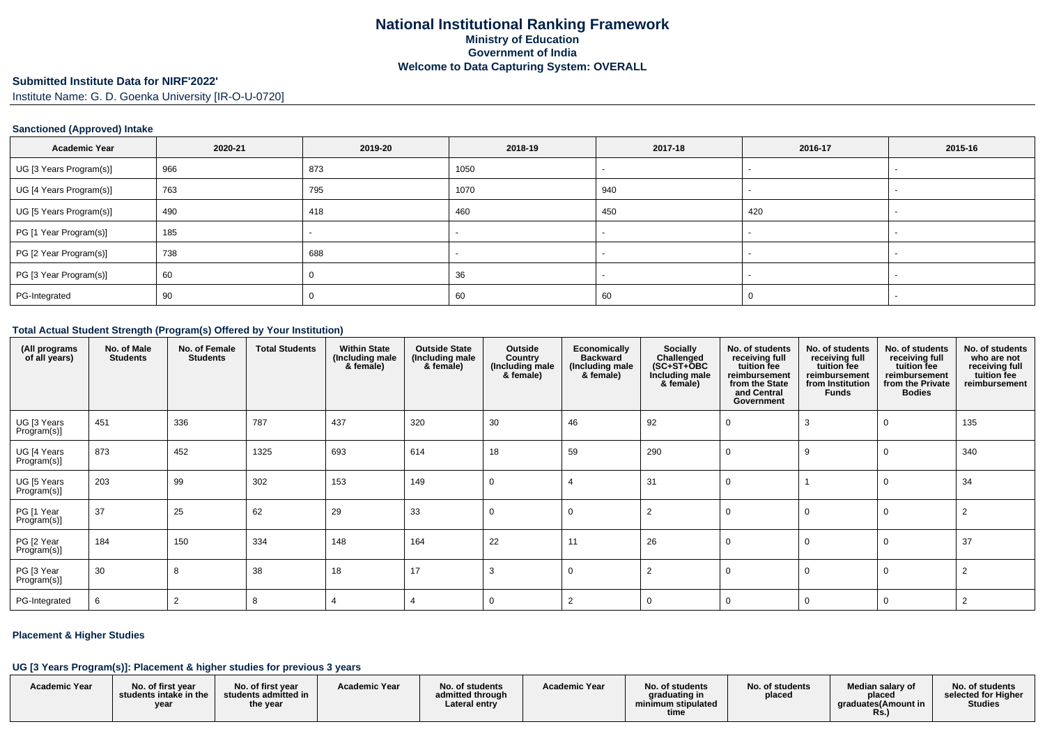# National Institutional Ranking Framework
## Ministry of Education
## Government of India
## Welcome to Data Capturing System: OVERALL

### Submitted Institute Data for NIRF'2022'

Institute Name: G. D. Goenka University [IR-O-U-0720]

#### Sanctioned (Approved) Intake

| Academic Year | 2020-21 | 2019-20 | 2018-19 | 2017-18 | 2016-17 | 2015-16 |
|---|---|---|---|---|---|---|
| UG [3 Years Program(s)] | 966 | 873 | 1050 | - | - | - |
| UG [4 Years Program(s)] | 763 | 795 | 1070 | 940 | - | - |
| UG [5 Years Program(s)] | 490 | 418 | 460 | 450 | 420 | - |
| PG [1 Year Program(s)] | 185 | - | - | - | - | - |
| PG [2 Year Program(s)] | 738 | 688 | - | - | - | - |
| PG [3 Year Program(s)] | 60 | 0 | 36 | - | - | - |
| PG-Integrated | 90 | 0 | 60 | 60 | 0 | - |

#### Total Actual Student Strength (Program(s) Offered by Your Institution)

| (All programs of all years) | No. of Male Students | No. of Female Students | Total Students | Within State (Including male & female) | Outside State (Including male & female) | Outside Country (Including male & female) | Economically Backward (Including male & female) | Socially Challenged (SC+ST+OBC Including male & female) | No. of students receiving full tuition fee reimbursement from the State and Central Government | No. of students receiving full tuition fee reimbursement from Institution Funds | No. of students receiving full tuition fee reimbursement from the Private Bodies | No. of students who are not receiving full tuition fee reimbursement |
|---|---|---|---|---|---|---|---|---|---|---|---|---|
| UG [3 Years Program(s)] | 451 | 336 | 787 | 437 | 320 | 30 | 46 | 92 | 0 | 3 | 0 | 135 |
| UG [4 Years Program(s)] | 873 | 452 | 1325 | 693 | 614 | 18 | 59 | 290 | 0 | 9 | 0 | 340 |
| UG [5 Years Program(s)] | 203 | 99 | 302 | 153 | 149 | 0 | 4 | 31 | 0 | 1 | 0 | 34 |
| PG [1 Year Program(s)] | 37 | 25 | 62 | 29 | 33 | 0 | 0 | 2 | 0 | 0 | 0 | 2 |
| PG [2 Year Program(s)] | 184 | 150 | 334 | 148 | 164 | 22 | 11 | 26 | 0 | 0 | 0 | 37 |
| PG [3 Year Program(s)] | 30 | 8 | 38 | 18 | 17 | 3 | 0 | 2 | 0 | 0 | 0 | 2 |
| PG-Integrated | 6 | 2 | 8 | 4 | 4 | 0 | 2 | 0 | 0 | 0 | 0 | 2 |

#### Placement & Higher Studies

#### UG [3 Years Program(s)]: Placement & higher studies for previous 3 years

| Academic Year | No. of first year students intake in the year | No. of first year students admitted in the year | Academic Year | No. of students admitted through Lateral entry | Academic Year | No. of students graduating in minimum stipulated time | No. of students placed | Median salary of placed graduates(Amount in Rs.) | No. of students selected for Higher Studies |
|---|---|---|---|---|---|---|---|---|---|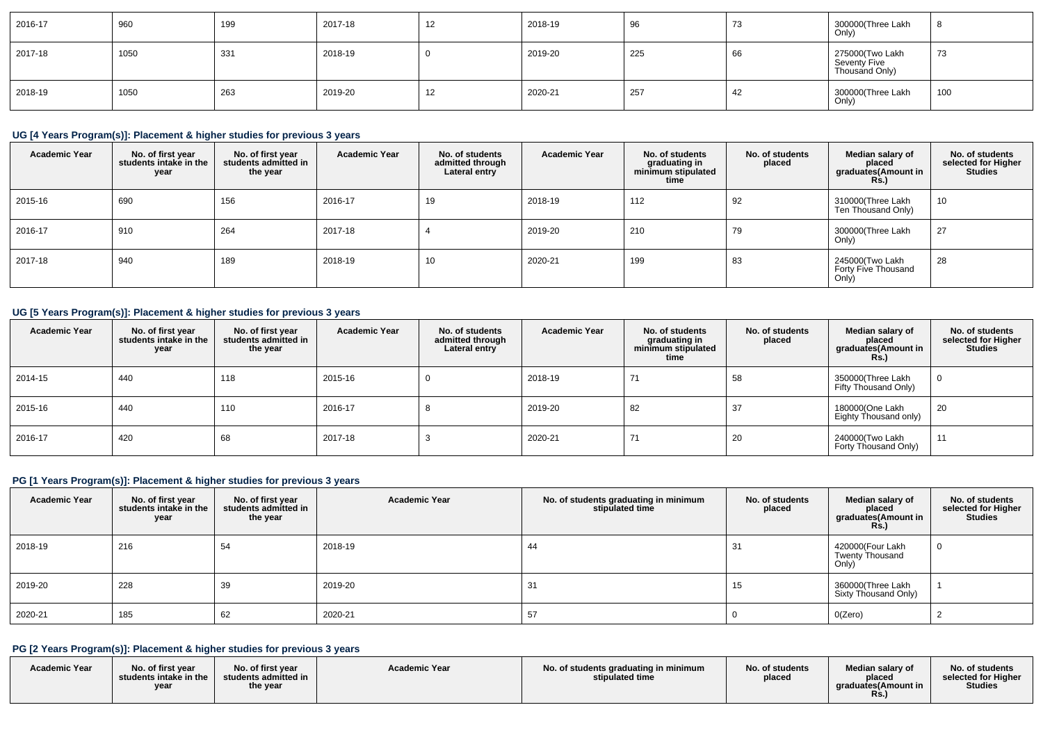| 2016-17 | 960 | 199 | 2017-18 | 12 | 2018-19 | 96 | 73 | 300000(Three Lakh Only) | 8 |
|---|---|---|---|---|---|---|---|---|---|
| 2017-18 | 1050 | 331 | 2018-19 | 0 | 2019-20 | 225 | 66 | 275000(Two Lakh Seventy Five Thousand Only) | 73 |
| 2018-19 | 1050 | 263 | 2019-20 | 12 | 2020-21 | 257 | 42 | 300000(Three Lakh Only) | 100 |

### UG [4 Years Program(s)]: Placement & higher studies for previous 3 years

| Academic Year | No. of first year students intake in the year | No. of first year students admitted in the year | Academic Year | No. of students admitted through Lateral entry | Academic Year | No. of students graduating in minimum stipulated time | No. of students placed | Median salary of placed graduates(Amount in Rs.) | No. of students selected for Higher Studies |
|---|---|---|---|---|---|---|---|---|---|
| 2015-16 | 690 | 156 | 2016-17 | 19 | 2018-19 | 112 | 92 | 310000(Three Lakh Ten Thousand Only) | 10 |
| 2016-17 | 910 | 264 | 2017-18 | 4 | 2019-20 | 210 | 79 | 300000(Three Lakh Only) | 27 |
| 2017-18 | 940 | 189 | 2018-19 | 10 | 2020-21 | 199 | 83 | 245000(Two Lakh Forty Five Thousand Only) | 28 |

### UG [5 Years Program(s)]: Placement & higher studies for previous 3 years

| Academic Year | No. of first year students intake in the year | No. of first year students admitted in the year | Academic Year | No. of students admitted through Lateral entry | Academic Year | No. of students graduating in minimum stipulated time | No. of students placed | Median salary of placed graduates(Amount in Rs.) | No. of students selected for Higher Studies |
|---|---|---|---|---|---|---|---|---|---|
| 2014-15 | 440 | 118 | 2015-16 | 0 | 2018-19 | 71 | 58 | 350000(Three Lakh Fifty Thousand Only) | 0 |
| 2015-16 | 440 | 110 | 2016-17 | 8 | 2019-20 | 82 | 37 | 180000(One Lakh Eighty Thousand only) | 20 |
| 2016-17 | 420 | 68 | 2017-18 | 3 | 2020-21 | 71 | 20 | 240000(Two Lakh Forty Thousand Only) | 11 |

### PG [1 Years Program(s)]: Placement & higher studies for previous 3 years

| Academic Year | No. of first year students intake in the year | No. of first year students admitted in the year | Academic Year | No. of students graduating in minimum stipulated time | No. of students placed | Median salary of placed graduates(Amount in Rs.) | No. of students selected for Higher Studies |
|---|---|---|---|---|---|---|---|
| 2018-19 | 216 | 54 | 2018-19 | 44 | 31 | 420000(Four Lakh Twenty Thousand Only) | 0 |
| 2019-20 | 228 | 39 | 2019-20 | 31 | 15 | 360000(Three Lakh Sixty Thousand Only) | 1 |
| 2020-21 | 185 | 62 | 2020-21 | 57 | 0 | 0(Zero) | 2 |

### PG [2 Years Program(s)]: Placement & higher studies for previous 3 years

| Academic Year | No. of first year students intake in the year | No. of first year students admitted in the year | Academic Year | No. of students graduating in minimum stipulated time | No. of students placed | Median salary of placed graduates(Amount in Rs.) | No. of students selected for Higher Studies |
|---|---|---|---|---|---|---|---|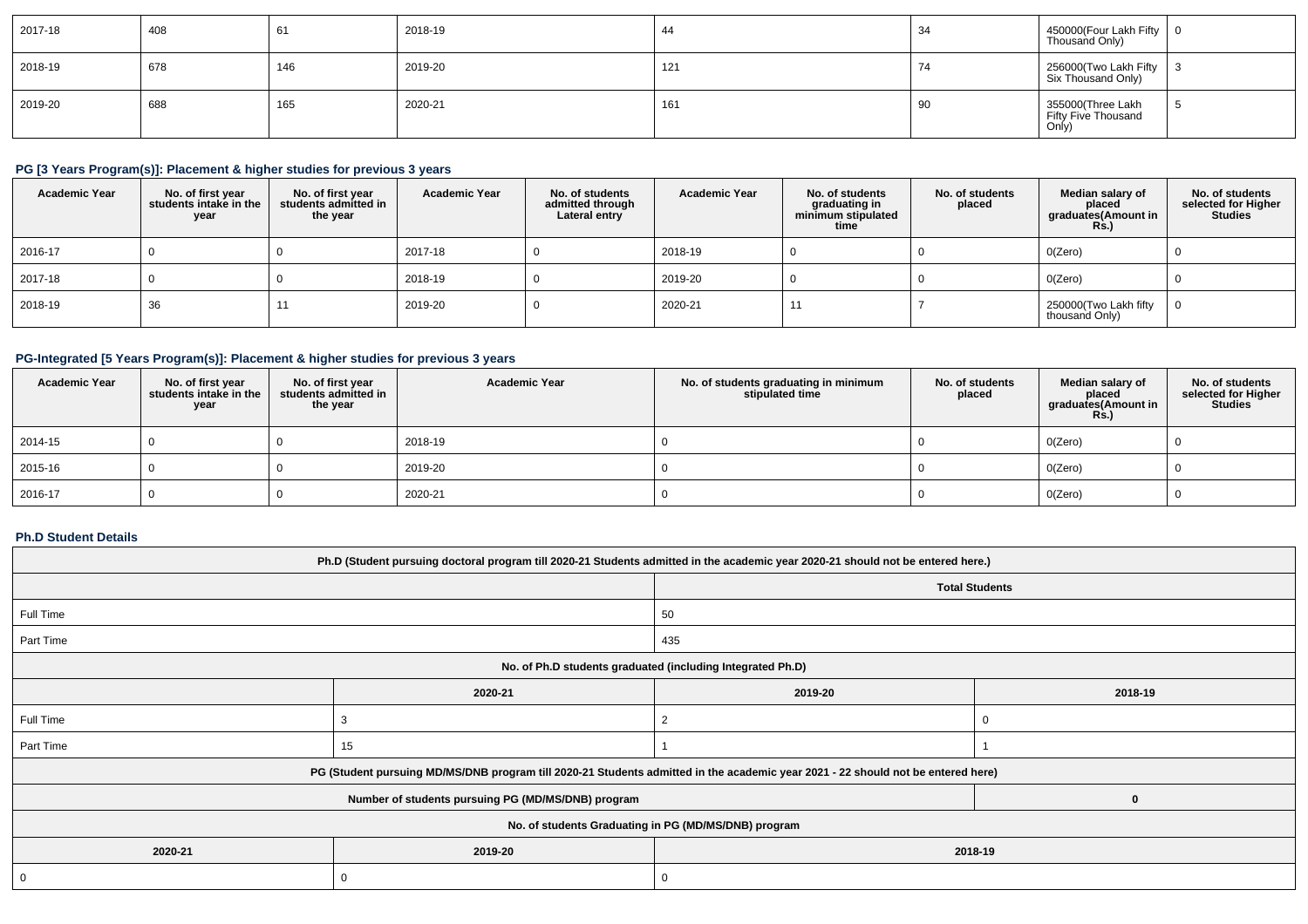| 2017-18 | 408 | 61 | 2018-19 | 44 | 34 | 450000(Four Lakh Fifty Thousand Only) | 0 |
|---|---|---|---|---|---|---|---|
| 2018-19 | 678 | 146 | 2019-20 | 121 | 74 | 256000(Two Lakh Fifty Six Thousand Only) | 3 |
| 2019-20 | 688 | 165 | 2020-21 | 161 | 90 | 355000(Three Lakh Fifty Five Thousand Only) | 5 |

### PG [3 Years Program(s)]: Placement & higher studies for previous 3 years

| Academic Year | No. of first year students intake in the year | No. of first year students admitted in the year | Academic Year | No. of students admitted through Lateral entry | Academic Year | No. of students graduating in minimum stipulated time | No. of students placed | Median salary of placed graduates(Amount in Rs.) | No. of students selected for Higher Studies |
|---|---|---|---|---|---|---|---|---|---|
| 2016-17 | 0 | 0 | 2017-18 | 0 | 2018-19 | 0 | 0 | 0(Zero) | 0 |
| 2017-18 | 0 | 0 | 2018-19 | 0 | 2019-20 | 0 | 0 | 0(Zero) | 0 |
| 2018-19 | 36 | 11 | 2019-20 | 0 | 2020-21 | 11 | 7 | 250000(Two Lakh fifty thousand Only) | 0 |

### PG-Integrated [5 Years Program(s)]: Placement & higher studies for previous 3 years

| Academic Year | No. of first year students intake in the year | No. of first year students admitted in the year | Academic Year | No. of students graduating in minimum stipulated time | No. of students placed | Median salary of placed graduates(Amount in Rs.) | No. of students selected for Higher Studies |
|---|---|---|---|---|---|---|---|
| 2014-15 | 0 | 0 | 2018-19 | 0 | 0 | 0(Zero) | 0 |
| 2015-16 | 0 | 0 | 2019-20 | 0 | 0 | 0(Zero) | 0 |
| 2016-17 | 0 | 0 | 2020-21 | 0 | 0 | 0(Zero) | 0 |

### Ph.D Student Details

| Ph.D (Student pursuing doctoral program till 2020-21 Students admitted in the academic year 2020-21 should not be entered here.) | | | |
|---|---|---|---|
| | | Total Students | |
| Full Time | | 50 | |
| Part Time | | 435 | |
| No. of Ph.D students graduated (including Integrated Ph.D) | | | |
| | 2020-21 | 2019-20 | 2018-19 |
| Full Time | 3 | 2 | 0 |
| Part Time | 15 | 1 | 1 |
| PG (Student pursuing MD/MS/DNB program till 2020-21 Students admitted in the academic year 2021 - 22 should not be entered here) | | | |
| Number of students pursuing PG (MD/MS/DNB) program | | | 0 |
| No. of students Graduating in PG (MD/MS/DNB) program | | | |
| 2020-21 | 2019-20 | 2018-19 | |
| 0 | 0 | 0 | |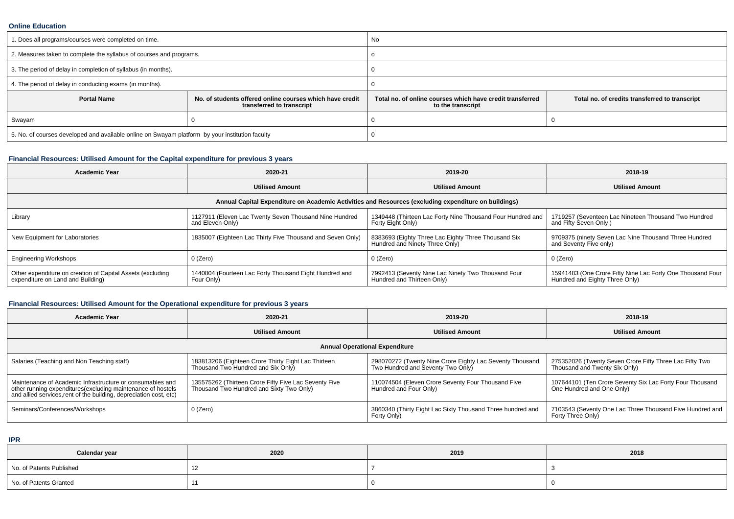**Online Education**

| 1. Does all programs/courses were completed on time. | | No | |
|---|---|---|---|
| 2. Measures taken to complete the syllabus of courses and programs. | | o | |
| 3. The period of delay in completion of syllabus (in months). | | 0 | |
| 4. The period of delay in conducting exams (in months). | | 0 | |
| **Portal Name** | **No. of students offered online courses which have credit transferred to transcript** | **Total no. of online courses which have credit transferred to the transcript** | **Total no. of credits transferred to transcript** |
| Swayam | 0 | 0 | 0 |
| 5. No. of courses developed and available online on Swayam platform by your institution faculty | | 0 | |

**Financial Resources: Utilised Amount for the Capital expenditure for previous 3 years**

| Academic Year | 2020-21 | 2019-20 | 2018-19 |
|---|---|---|---|
| | **Utilised Amount** | **Utilised Amount** | **Utilised Amount** |
| **Annual Capital Expenditure on Academic Activities and Resources (excluding expenditure on buildings)** | | | |
| Library | 1127911 (Eleven Lac Twenty Seven Thousand Nine Hundred and Eleven Only) | 1349448 (Thirteen Lac Forty Nine Thousand Four Hundred and Forty Eight Only) | 1719257 (Seventeen Lac Nineteen Thousand Two Hundred and Fifty Seven Only ) |
| New Equipment for Laboratories | 1835007 (Eighteen Lac Thirty Five Thousand and Seven Only) | 8383693 (Eighty Three Lac Eighty Three Thousand Six Hundred and Ninety Three Only) | 9709375 (ninety Seven Lac Nine Thousand Three Hundred and Seventy Five only) |
| Engineering Workshops | 0 (Zero) | 0 (Zero) | 0 (Zero) |
| Other expenditure on creation of Capital Assets (excluding expenditure on Land and Building) | 1440804 (Fourteen Lac Forty Thousand Eight Hundred and Four Only) | 7992413 (Seventy Nine Lac Ninety Two Thousand Four Hundred and Thirteen Only) | 15941483 (One Crore Fifty Nine Lac Forty One Thousand Four Hundred and Eighty Three Only) |

**Financial Resources: Utilised Amount for the Operational expenditure for previous 3 years**

| Academic Year | 2020-21 | 2019-20 | 2018-19 |
|---|---|---|---|
| | **Utilised Amount** | **Utilised Amount** | **Utilised Amount** |
| **Annual Operational Expenditure** | | | |
| Salaries (Teaching and Non Teaching staff) | 183813206 (Eighteen Crore Thirty Eight Lac Thirteen Thousand Two Hundred and Six Only) | 298070272 (Twenty Nine Crore Eighty Lac Seventy Thousand Two Hundred and Seventy Two Only) | 275352026 (Twenty Seven Crore Fifty Three Lac Fifty Two Thousand and Twenty Six Only) |
| Maintenance of Academic Infrastructure or consumables and other running expenditures(excluding maintenance of hostels and allied services,rent of the building, depreciation cost, etc) | 135575262 (Thirteen Crore Fifty Five Lac Seventy Five Thousand Two Hundred and Sixty Two Only) | 110074504 (Eleven Crore Seventy Four Thousand Five Hundred and Four Only) | 107644101 (Ten Crore Seventy Six Lac Forty Four Thousand One Hundred and One Only) |
| Seminars/Conferences/Workshops | 0 (Zero) | 3860340 (Thirty Eight Lac Sixty Thousand Three hundred and Forty Only) | 7103543 (Seventy One Lac Three Thousand Five Hundred and Forty Three Only) |

**IPR**

| Calendar year | 2020 | 2019 | 2018 |
|---|---|---|---|
| No. of Patents Published | 12 | 7 | 3 |
| No. of Patents Granted | 11 | 0 | 0 |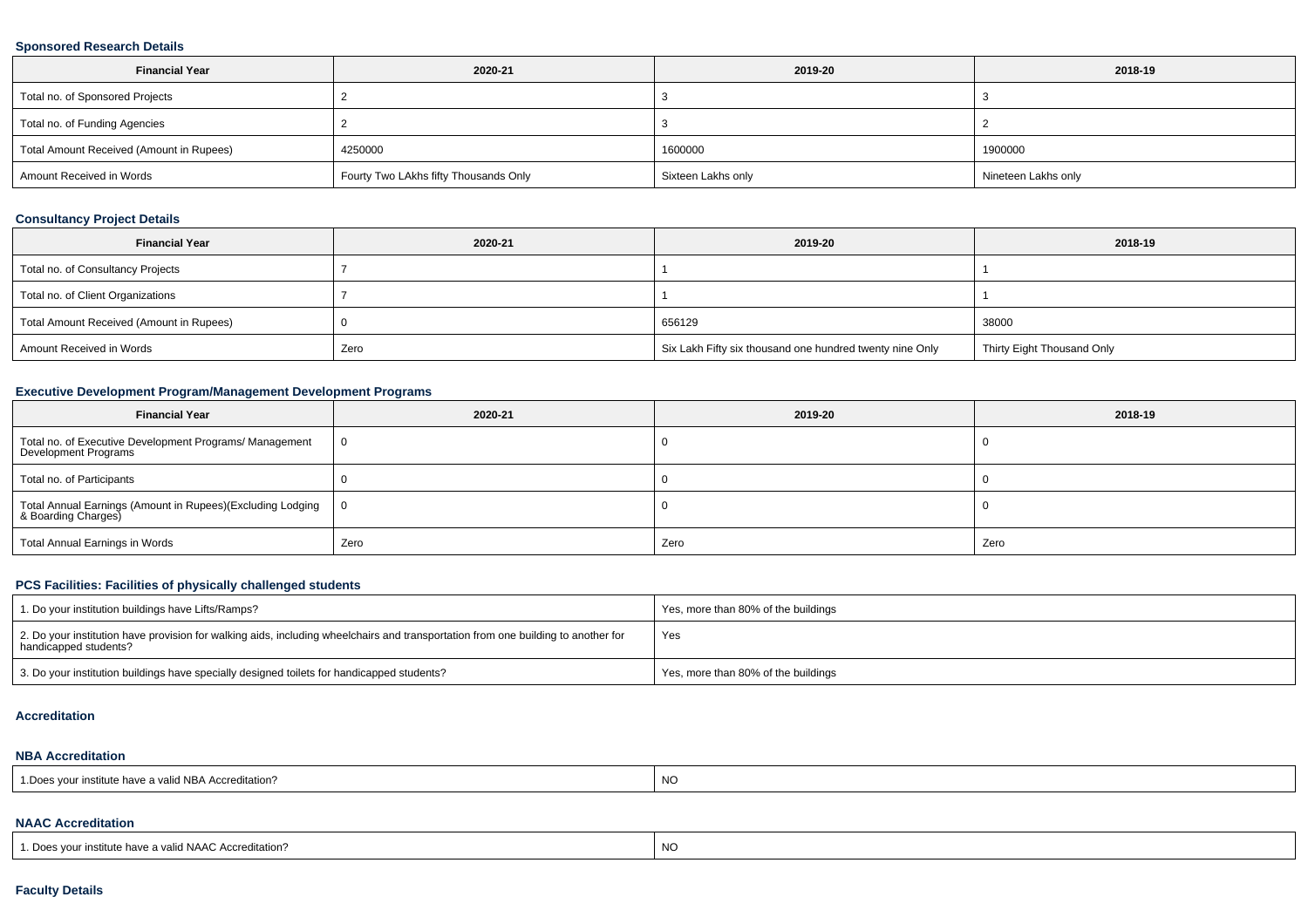### Sponsored Research Details

| Financial Year | 2020-21 | 2019-20 | 2018-19 |
|---|---|---|---|
| Total no. of Sponsored Projects | 2 | 3 | 3 |
| Total no. of Funding Agencies | 2 | 3 | 2 |
| Total Amount Received (Amount in Rupees) | 4250000 | 1600000 | 1900000 |
| Amount Received in Words | Fourty Two LAkhs fifty Thousands Only | Sixteen Lakhs only | Nineteen Lakhs only |

### Consultancy Project Details

| Financial Year | 2020-21 | 2019-20 | 2018-19 |
|---|---|---|---|
| Total no. of Consultancy Projects | 7 | 1 | 1 |
| Total no. of Client Organizations | 7 | 1 | 1 |
| Total Amount Received (Amount in Rupees) | 0 | 656129 | 38000 |
| Amount Received in Words | Zero | Six Lakh Fifty six thousand one hundred twenty nine Only | Thirty Eight Thousand Only |

### Executive Development Program/Management Development Programs

| Financial Year | 2020-21 | 2019-20 | 2018-19 |
|---|---|---|---|
| Total no. of Executive Development Programs/ Management Development Programs | 0 | 0 | 0 |
| Total no. of Participants | 0 | 0 | 0 |
| Total Annual Earnings (Amount in Rupees)(Excluding Lodging & Boarding Charges) | 0 | 0 | 0 |
| Total Annual Earnings in Words | Zero | Zero | Zero |

### PCS Facilities: Facilities of physically challenged students

| | |
|---|---|
| 1. Do your institution buildings have Lifts/Ramps? | Yes, more than 80% of the buildings |
| 2. Do your institution have provision for walking aids, including wheelchairs and transportation from one building to another for handicapped students? | Yes |
| 3. Do your institution buildings have specially designed toilets for handicapped students? | Yes, more than 80% of the buildings |

### Accreditation

#### NBA Accreditation

| | |
|---|---|
| 1.Does your institute have a valid NBA Accreditation? | NO |

#### NAAC Accreditation

| | |
|---|---|
| 1. Does your institute have a valid NAAC Accreditation? | NO |

### Faculty Details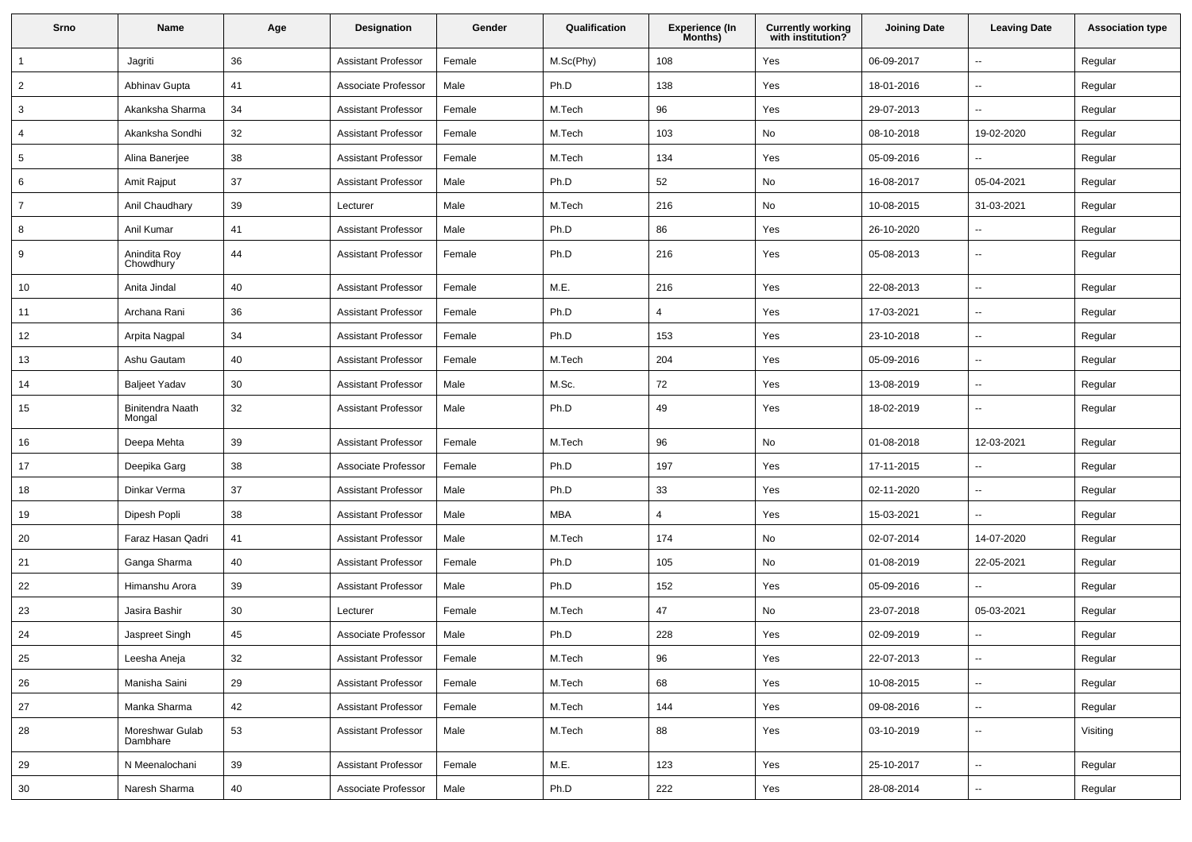| Srno | Name | Age | Designation | Gender | Qualification | Experience (In Months) | Currently working with institution? | Joining Date | Leaving Date | Association type |
|---|---|---|---|---|---|---|---|---|---|---|
| 1 | Jagriti | 36 | Assistant Professor | Female | M.Sc(Phy) | 108 | Yes | 06-09-2017 | -- | Regular |
| 2 | Abhinav Gupta | 41 | Associate Professor | Male | Ph.D | 138 | Yes | 18-01-2016 | -- | Regular |
| 3 | Akanksha Sharma | 34 | Assistant Professor | Female | M.Tech | 96 | Yes | 29-07-2013 | -- | Regular |
| 4 | Akanksha Sondhi | 32 | Assistant Professor | Female | M.Tech | 103 | No | 08-10-2018 | 19-02-2020 | Regular |
| 5 | Alina Banerjee | 38 | Assistant Professor | Female | M.Tech | 134 | Yes | 05-09-2016 | -- | Regular |
| 6 | Amit Rajput | 37 | Assistant Professor | Male | Ph.D | 52 | No | 16-08-2017 | 05-04-2021 | Regular |
| 7 | Anil Chaudhary | 39 | Lecturer | Male | M.Tech | 216 | No | 10-08-2015 | 31-03-2021 | Regular |
| 8 | Anil Kumar | 41 | Assistant Professor | Male | Ph.D | 86 | Yes | 26-10-2020 | -- | Regular |
| 9 | Anindita Roy Chowdhury | 44 | Assistant Professor | Female | Ph.D | 216 | Yes | 05-08-2013 | -- | Regular |
| 10 | Anita Jindal | 40 | Assistant Professor | Female | M.E. | 216 | Yes | 22-08-2013 | -- | Regular |
| 11 | Archana Rani | 36 | Assistant Professor | Female | Ph.D | 4 | Yes | 17-03-2021 | -- | Regular |
| 12 | Arpita Nagpal | 34 | Assistant Professor | Female | Ph.D | 153 | Yes | 23-10-2018 | -- | Regular |
| 13 | Ashu Gautam | 40 | Assistant Professor | Female | M.Tech | 204 | Yes | 05-09-2016 | -- | Regular |
| 14 | Baljeet Yadav | 30 | Assistant Professor | Male | M.Sc. | 72 | Yes | 13-08-2019 | -- | Regular |
| 15 | Binitendra Naath Mongal | 32 | Assistant Professor | Male | Ph.D | 49 | Yes | 18-02-2019 | -- | Regular |
| 16 | Deepa Mehta | 39 | Assistant Professor | Female | M.Tech | 96 | No | 01-08-2018 | 12-03-2021 | Regular |
| 17 | Deepika Garg | 38 | Associate Professor | Female | Ph.D | 197 | Yes | 17-11-2015 | -- | Regular |
| 18 | Dinkar Verma | 37 | Assistant Professor | Male | Ph.D | 33 | Yes | 02-11-2020 | -- | Regular |
| 19 | Dipesh Popli | 38 | Assistant Professor | Male | MBA | 4 | Yes | 15-03-2021 | -- | Regular |
| 20 | Faraz Hasan Qadri | 41 | Assistant Professor | Male | M.Tech | 174 | No | 02-07-2014 | 14-07-2020 | Regular |
| 21 | Ganga Sharma | 40 | Assistant Professor | Female | Ph.D | 105 | No | 01-08-2019 | 22-05-2021 | Regular |
| 22 | Himanshu Arora | 39 | Assistant Professor | Male | Ph.D | 152 | Yes | 05-09-2016 | -- | Regular |
| 23 | Jasira Bashir | 30 | Lecturer | Female | M.Tech | 47 | No | 23-07-2018 | 05-03-2021 | Regular |
| 24 | Jaspreet Singh | 45 | Associate Professor | Male | Ph.D | 228 | Yes | 02-09-2019 | -- | Regular |
| 25 | Leesha Aneja | 32 | Assistant Professor | Female | M.Tech | 96 | Yes | 22-07-2013 | -- | Regular |
| 26 | Manisha Saini | 29 | Assistant Professor | Female | M.Tech | 68 | Yes | 10-08-2015 | -- | Regular |
| 27 | Manka Sharma | 42 | Assistant Professor | Female | M.Tech | 144 | Yes | 09-08-2016 | -- | Regular |
| 28 | Moreshwar Gulab Dambhare | 53 | Assistant Professor | Male | M.Tech | 88 | Yes | 03-10-2019 | -- | Visiting |
| 29 | N Meenalochani | 39 | Assistant Professor | Female | M.E. | 123 | Yes | 25-10-2017 | -- | Regular |
| 30 | Naresh Sharma | 40 | Associate Professor | Male | Ph.D | 222 | Yes | 28-08-2014 | -- | Regular |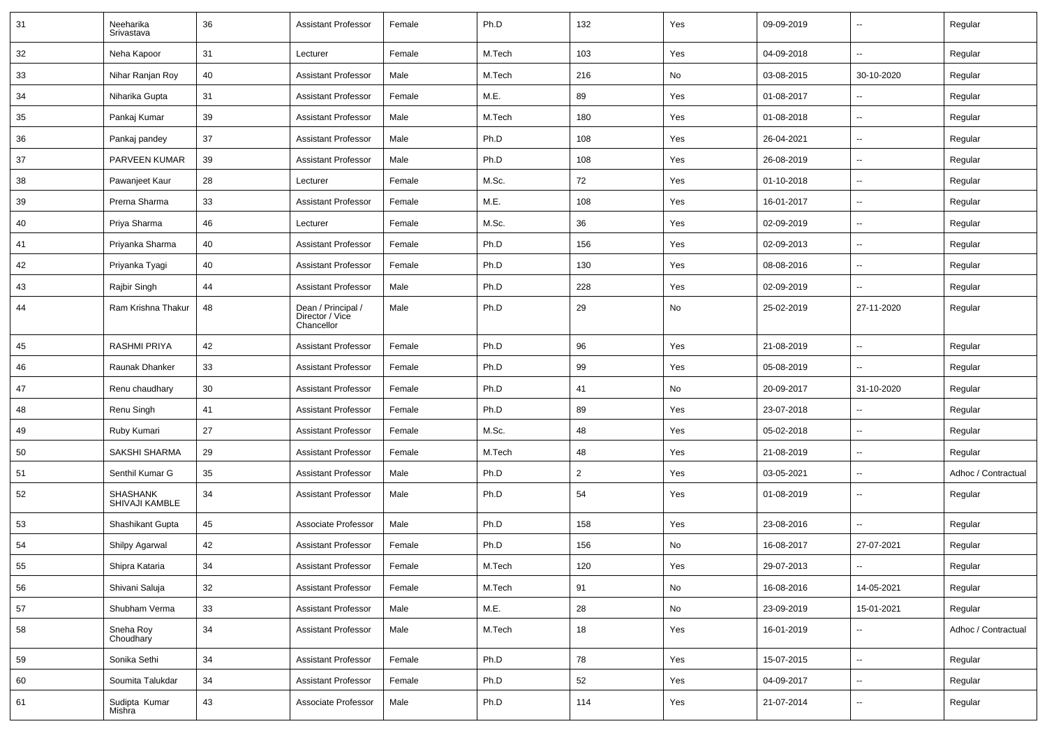| 31 | Neeharika Srivastava | 36 | Assistant Professor | Female | Ph.D | 132 | Yes | 09-09-2019 | -- | Regular |
|---|---|---|---|---|---|---|---|---|---|---|
| 32 | Neha Kapoor | 31 | Lecturer | Female | M.Tech | 103 | Yes | 04-09-2018 | -- | Regular |
| 33 | Nihar Ranjan Roy | 40 | Assistant Professor | Male | M.Tech | 216 | No | 03-08-2015 | 30-10-2020 | Regular |
| 34 | Niharika Gupta | 31 | Assistant Professor | Female | M.E. | 89 | Yes | 01-08-2017 | -- | Regular |
| 35 | Pankaj Kumar | 39 | Assistant Professor | Male | M.Tech | 180 | Yes | 01-08-2018 | -- | Regular |
| 36 | Pankaj pandey | 37 | Assistant Professor | Male | Ph.D | 108 | Yes | 26-04-2021 | -- | Regular |
| 37 | PARVEEN KUMAR | 39 | Assistant Professor | Male | Ph.D | 108 | Yes | 26-08-2019 | -- | Regular |
| 38 | Pawanjeet Kaur | 28 | Lecturer | Female | M.Sc. | 72 | Yes | 01-10-2018 | -- | Regular |
| 39 | Prerna Sharma | 33 | Assistant Professor | Female | M.E. | 108 | Yes | 16-01-2017 | -- | Regular |
| 40 | Priya Sharma | 46 | Lecturer | Female | M.Sc. | 36 | Yes | 02-09-2019 | -- | Regular |
| 41 | Priyanka Sharma | 40 | Assistant Professor | Female | Ph.D | 156 | Yes | 02-09-2013 | -- | Regular |
| 42 | Priyanka Tyagi | 40 | Assistant Professor | Female | Ph.D | 130 | Yes | 08-08-2016 | -- | Regular |
| 43 | Rajbir Singh | 44 | Assistant Professor | Male | Ph.D | 228 | Yes | 02-09-2019 | -- | Regular |
| 44 | Ram Krishna Thakur | 48 | Dean / Principal / Director / Vice Chancellor | Male | Ph.D | 29 | No | 25-02-2019 | 27-11-2020 | Regular |
| 45 | RASHMI PRIYA | 42 | Assistant Professor | Female | Ph.D | 96 | Yes | 21-08-2019 | -- | Regular |
| 46 | Raunak Dhanker | 33 | Assistant Professor | Female | Ph.D | 99 | Yes | 05-08-2019 | -- | Regular |
| 47 | Renu chaudhary | 30 | Assistant Professor | Female | Ph.D | 41 | No | 20-09-2017 | 31-10-2020 | Regular |
| 48 | Renu Singh | 41 | Assistant Professor | Female | Ph.D | 89 | Yes | 23-07-2018 | -- | Regular |
| 49 | Ruby Kumari | 27 | Assistant Professor | Female | M.Sc. | 48 | Yes | 05-02-2018 | -- | Regular |
| 50 | SAKSHI SHARMA | 29 | Assistant Professor | Female | M.Tech | 48 | Yes | 21-08-2019 | -- | Regular |
| 51 | Senthil Kumar G | 35 | Assistant Professor | Male | Ph.D | 2 | Yes | 03-05-2021 | -- | Adhoc / Contractual |
| 52 | SHASHANK SHIVAJI KAMBLE | 34 | Assistant Professor | Male | Ph.D | 54 | Yes | 01-08-2019 | -- | Regular |
| 53 | Shashikant Gupta | 45 | Associate Professor | Male | Ph.D | 158 | Yes | 23-08-2016 | -- | Regular |
| 54 | Shilpy Agarwal | 42 | Assistant Professor | Female | Ph.D | 156 | No | 16-08-2017 | 27-07-2021 | Regular |
| 55 | Shipra Kataria | 34 | Assistant Professor | Female | M.Tech | 120 | Yes | 29-07-2013 | -- | Regular |
| 56 | Shivani Saluja | 32 | Assistant Professor | Female | M.Tech | 91 | No | 16-08-2016 | 14-05-2021 | Regular |
| 57 | Shubham Verma | 33 | Assistant Professor | Male | M.E. | 28 | No | 23-09-2019 | 15-01-2021 | Regular |
| 58 | Sneha Roy Choudhary | 34 | Assistant Professor | Male | M.Tech | 18 | Yes | 16-01-2019 | -- | Adhoc / Contractual |
| 59 | Sonika Sethi | 34 | Assistant Professor | Female | Ph.D | 78 | Yes | 15-07-2015 | -- | Regular |
| 60 | Soumita Talukdar | 34 | Assistant Professor | Female | Ph.D | 52 | Yes | 04-09-2017 | -- | Regular |
| 61 | Sudipta Kumar Mishra | 43 | Associate Professor | Male | Ph.D | 114 | Yes | 21-07-2014 | -- | Regular |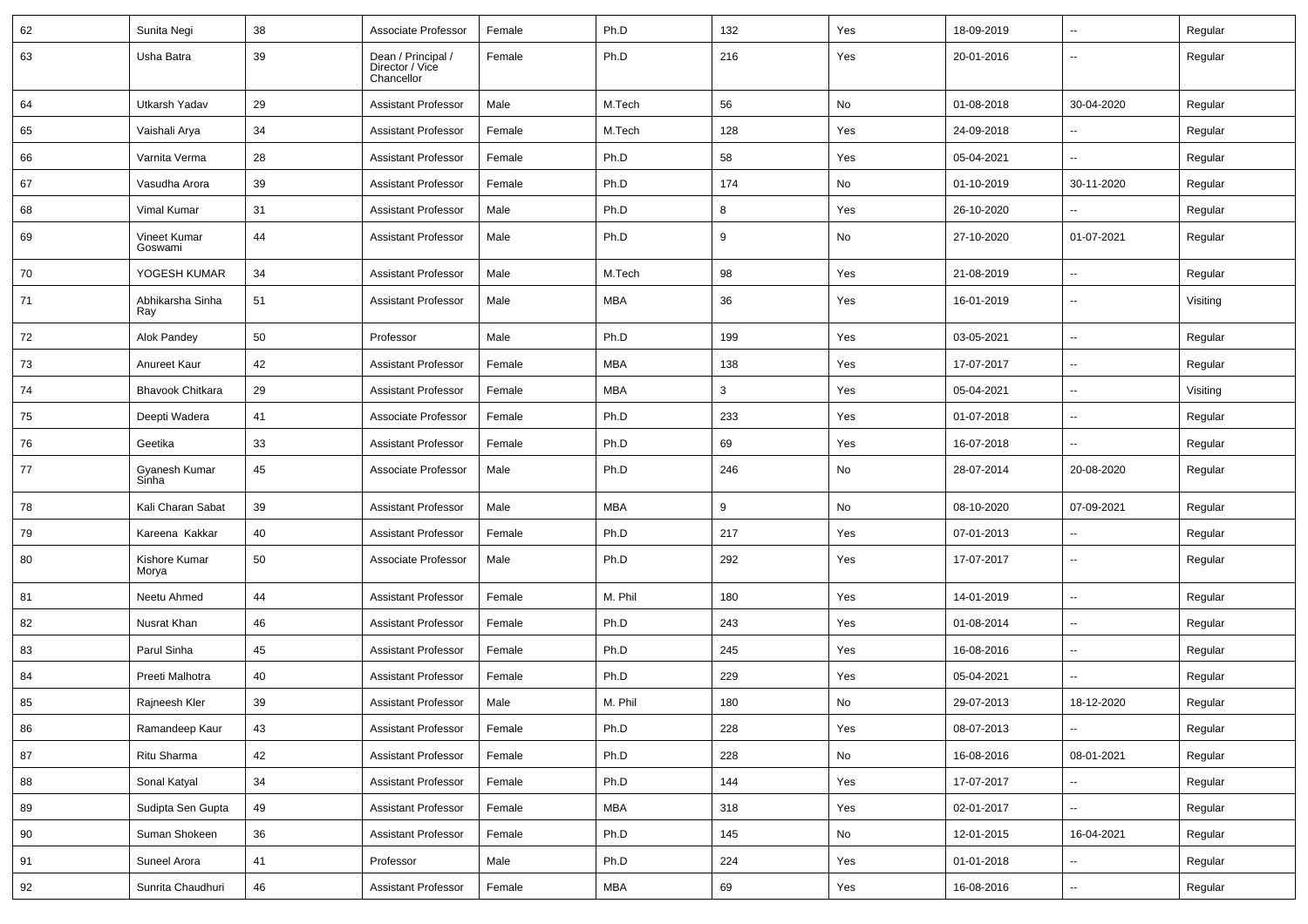| 62 | Sunita Negi | 38 | Associate Professor | Female | Ph.D | 132 | Yes | 18-09-2019 | -- | Regular |
|---|---|---|---|---|---|---|---|---|---|---|
| 63 | Usha Batra | 39 | Dean / Principal / Director / Vice Chancellor | Female | Ph.D | 216 | Yes | 20-01-2016 | -- | Regular |
| 64 | Utkarsh Yadav | 29 | Assistant Professor | Male | M.Tech | 56 | No | 01-08-2018 | 30-04-2020 | Regular |
| 65 | Vaishali Arya | 34 | Assistant Professor | Female | M.Tech | 128 | Yes | 24-09-2018 | -- | Regular |
| 66 | Varnita Verma | 28 | Assistant Professor | Female | Ph.D | 58 | Yes | 05-04-2021 | -- | Regular |
| 67 | Vasudha Arora | 39 | Assistant Professor | Female | Ph.D | 174 | No | 01-10-2019 | 30-11-2020 | Regular |
| 68 | Vimal Kumar | 31 | Assistant Professor | Male | Ph.D | 8 | Yes | 26-10-2020 | -- | Regular |
| 69 | Vineet Kumar Goswami | 44 | Assistant Professor | Male | Ph.D | 9 | No | 27-10-2020 | 01-07-2021 | Regular |
| 70 | YOGESH KUMAR | 34 | Assistant Professor | Male | M.Tech | 98 | Yes | 21-08-2019 | -- | Regular |
| 71 | Abhikarsha Sinha Ray | 51 | Assistant Professor | Male | MBA | 36 | Yes | 16-01-2019 | -- | Visiting |
| 72 | Alok Pandey | 50 | Professor | Male | Ph.D | 199 | Yes | 03-05-2021 | -- | Regular |
| 73 | Anureet Kaur | 42 | Assistant Professor | Female | MBA | 138 | Yes | 17-07-2017 | -- | Regular |
| 74 | Bhavook Chitkara | 29 | Assistant Professor | Female | MBA | 3 | Yes | 05-04-2021 | -- | Visiting |
| 75 | Deepti Wadera | 41 | Associate Professor | Female | Ph.D | 233 | Yes | 01-07-2018 | -- | Regular |
| 76 | Geetika | 33 | Assistant Professor | Female | Ph.D | 69 | Yes | 16-07-2018 | -- | Regular |
| 77 | Gyanesh Kumar Sinha | 45 | Associate Professor | Male | Ph.D | 246 | No | 28-07-2014 | 20-08-2020 | Regular |
| 78 | Kali Charan Sabat | 39 | Assistant Professor | Male | MBA | 9 | No | 08-10-2020 | 07-09-2021 | Regular |
| 79 | Kareena Kakkar | 40 | Assistant Professor | Female | Ph.D | 217 | Yes | 07-01-2013 | -- | Regular |
| 80 | Kishore Kumar Morya | 50 | Associate Professor | Male | Ph.D | 292 | Yes | 17-07-2017 | -- | Regular |
| 81 | Neetu Ahmed | 44 | Assistant Professor | Female | M. Phil | 180 | Yes | 14-01-2019 | -- | Regular |
| 82 | Nusrat Khan | 46 | Assistant Professor | Female | Ph.D | 243 | Yes | 01-08-2014 | -- | Regular |
| 83 | Parul Sinha | 45 | Assistant Professor | Female | Ph.D | 245 | Yes | 16-08-2016 | -- | Regular |
| 84 | Preeti Malhotra | 40 | Assistant Professor | Female | Ph.D | 229 | Yes | 05-04-2021 | -- | Regular |
| 85 | Rajneesh Kler | 39 | Assistant Professor | Male | M. Phil | 180 | No | 29-07-2013 | 18-12-2020 | Regular |
| 86 | Ramandeep Kaur | 43 | Assistant Professor | Female | Ph.D | 228 | Yes | 08-07-2013 | -- | Regular |
| 87 | Ritu Sharma | 42 | Assistant Professor | Female | Ph.D | 228 | No | 16-08-2016 | 08-01-2021 | Regular |
| 88 | Sonal Katyal | 34 | Assistant Professor | Female | Ph.D | 144 | Yes | 17-07-2017 | -- | Regular |
| 89 | Sudipta Sen Gupta | 49 | Assistant Professor | Female | MBA | 318 | Yes | 02-01-2017 | -- | Regular |
| 90 | Suman Shokeen | 36 | Assistant Professor | Female | Ph.D | 145 | No | 12-01-2015 | 16-04-2021 | Regular |
| 91 | Suneel Arora | 41 | Professor | Male | Ph.D | 224 | Yes | 01-01-2018 | -- | Regular |
| 92 | Sunrita Chaudhuri | 46 | Assistant Professor | Female | MBA | 69 | Yes | 16-08-2016 | -- | Regular |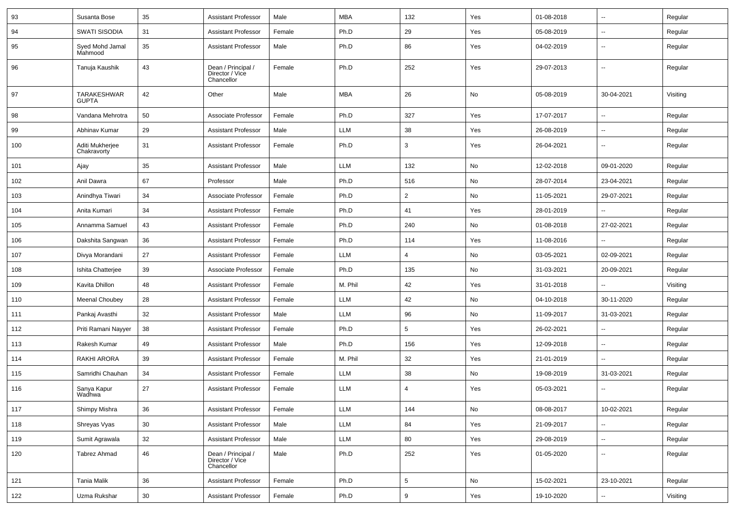| 93 | Susanta Bose | 35 | Assistant Professor | Male | MBA | 132 | Yes | 01-08-2018 | -- | Regular |
|---|---|---|---|---|---|---|---|---|---|---|
| 94 | SWATI SISODIA | 31 | Assistant Professor | Female | Ph.D | 29 | Yes | 05-08-2019 | -- | Regular |
| 95 | Syed Mohd Jamal Mahmood | 35 | Assistant Professor | Male | Ph.D | 86 | Yes | 04-02-2019 | -- | Regular |
| 96 | Tanuja Kaushik | 43 | Dean / Principal / Director / Vice Chancellor | Female | Ph.D | 252 | Yes | 29-07-2013 | -- | Regular |
| 97 | TARAKESHWAR GUPTA | 42 | Other | Male | MBA | 26 | No | 05-08-2019 | 30-04-2021 | Visiting |
| 98 | Vandana Mehrotra | 50 | Associate Professor | Female | Ph.D | 327 | Yes | 17-07-2017 | -- | Regular |
| 99 | Abhinav Kumar | 29 | Assistant Professor | Male | LLM | 38 | Yes | 26-08-2019 | -- | Regular |
| 100 | Aditi Mukherjee Chakravorty | 31 | Assistant Professor | Female | Ph.D | 3 | Yes | 26-04-2021 | -- | Regular |
| 101 | Ajay | 35 | Assistant Professor | Male | LLM | 132 | No | 12-02-2018 | 09-01-2020 | Regular |
| 102 | Anil Dawra | 67 | Professor | Male | Ph.D | 516 | No | 28-07-2014 | 23-04-2021 | Regular |
| 103 | Anindhya Tiwari | 34 | Associate Professor | Female | Ph.D | 2 | No | 11-05-2021 | 29-07-2021 | Regular |
| 104 | Anita Kumari | 34 | Assistant Professor | Female | Ph.D | 41 | Yes | 28-01-2019 | -- | Regular |
| 105 | Annamma Samuel | 43 | Assistant Professor | Female | Ph.D | 240 | No | 01-08-2018 | 27-02-2021 | Regular |
| 106 | Dakshita Sangwan | 36 | Assistant Professor | Female | Ph.D | 114 | Yes | 11-08-2016 | -- | Regular |
| 107 | Divya Morandani | 27 | Assistant Professor | Female | LLM | 4 | No | 03-05-2021 | 02-09-2021 | Regular |
| 108 | Ishita Chatterjee | 39 | Associate Professor | Female | Ph.D | 135 | No | 31-03-2021 | 20-09-2021 | Regular |
| 109 | Kavita Dhillon | 48 | Assistant Professor | Female | M. Phil | 42 | Yes | 31-01-2018 | -- | Visiting |
| 110 | Meenal Choubey | 28 | Assistant Professor | Female | LLM | 42 | No | 04-10-2018 | 30-11-2020 | Regular |
| 111 | Pankaj Avasthi | 32 | Assistant Professor | Male | LLM | 96 | No | 11-09-2017 | 31-03-2021 | Regular |
| 112 | Priti Ramani Nayyer | 38 | Assistant Professor | Female | Ph.D | 5 | Yes | 26-02-2021 | -- | Regular |
| 113 | Rakesh Kumar | 49 | Assistant Professor | Male | Ph.D | 156 | Yes | 12-09-2018 | -- | Regular |
| 114 | RAKHI ARORA | 39 | Assistant Professor | Female | M. Phil | 32 | Yes | 21-01-2019 | -- | Regular |
| 115 | Samridhi Chauhan | 34 | Assistant Professor | Female | LLM | 38 | No | 19-08-2019 | 31-03-2021 | Regular |
| 116 | Sanya Kapur Wadhwa | 27 | Assistant Professor | Female | LLM | 4 | Yes | 05-03-2021 | -- | Regular |
| 117 | Shimpy Mishra | 36 | Assistant Professor | Female | LLM | 144 | No | 08-08-2017 | 10-02-2021 | Regular |
| 118 | Shreyas Vyas | 30 | Assistant Professor | Male | LLM | 84 | Yes | 21-09-2017 | -- | Regular |
| 119 | Sumit Agrawala | 32 | Assistant Professor | Male | LLM | 80 | Yes | 29-08-2019 | -- | Regular |
| 120 | Tabrez Ahmad | 46 | Dean / Principal / Director / Vice Chancellor | Male | Ph.D | 252 | Yes | 01-05-2020 | -- | Regular |
| 121 | Tania Malik | 36 | Assistant Professor | Female | Ph.D | 5 | No | 15-02-2021 | 23-10-2021 | Regular |
| 122 | Uzma Rukshar | 30 | Assistant Professor | Female | Ph.D | 9 | Yes | 19-10-2020 | -- | Visiting |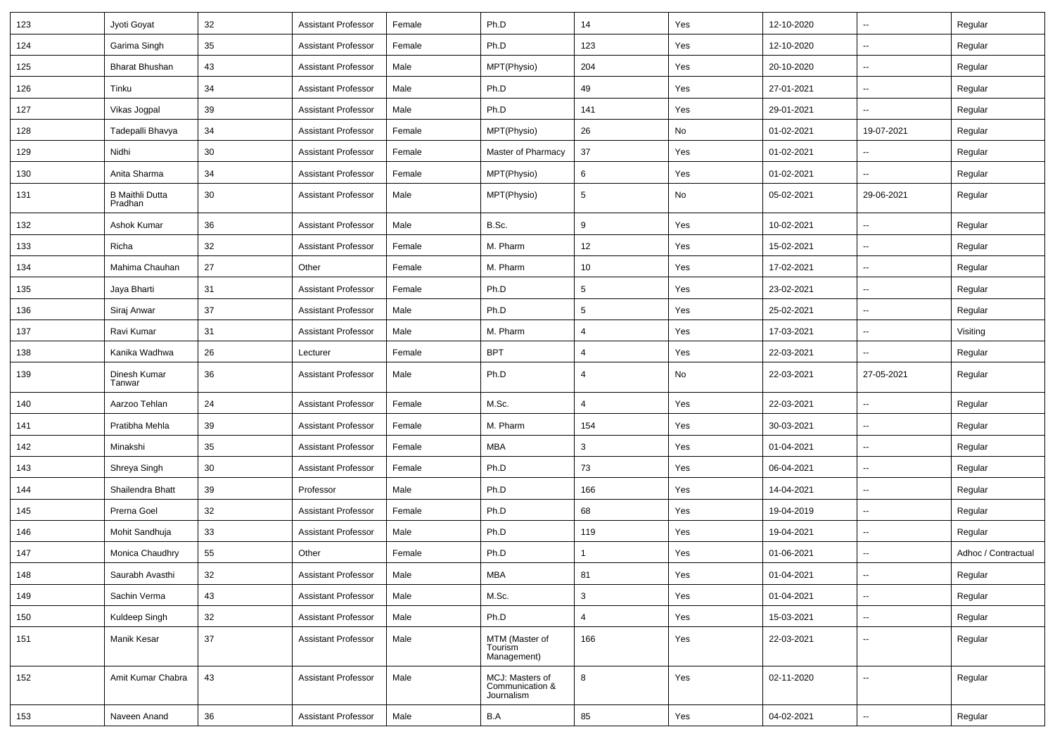| 123 | Jyoti Goyat | 32 | Assistant Professor | Female | Ph.D | 14 | Yes | 12-10-2020 | -- | Regular |
|---|---|---|---|---|---|---|---|---|---|---|
| 124 | Garima Singh | 35 | Assistant Professor | Female | Ph.D | 123 | Yes | 12-10-2020 | -- | Regular |
| 125 | Bharat Bhushan | 43 | Assistant Professor | Male | MPT(Physio) | 204 | Yes | 20-10-2020 | -- | Regular |
| 126 | Tinku | 34 | Assistant Professor | Male | Ph.D | 49 | Yes | 27-01-2021 | -- | Regular |
| 127 | Vikas Jogpal | 39 | Assistant Professor | Male | Ph.D | 141 | Yes | 29-01-2021 | -- | Regular |
| 128 | Tadepalli Bhavya | 34 | Assistant Professor | Female | MPT(Physio) | 26 | No | 01-02-2021 | 19-07-2021 | Regular |
| 129 | Nidhi | 30 | Assistant Professor | Female | Master of Pharmacy | 37 | Yes | 01-02-2021 | -- | Regular |
| 130 | Anita Sharma | 34 | Assistant Professor | Female | MPT(Physio) | 6 | Yes | 01-02-2021 | -- | Regular |
| 131 | B Maithli Dutta Pradhan | 30 | Assistant Professor | Male | MPT(Physio) | 5 | No | 05-02-2021 | 29-06-2021 | Regular |
| 132 | Ashok Kumar | 36 | Assistant Professor | Male | B.Sc. | 9 | Yes | 10-02-2021 | -- | Regular |
| 133 | Richa | 32 | Assistant Professor | Female | M. Pharm | 12 | Yes | 15-02-2021 | -- | Regular |
| 134 | Mahima Chauhan | 27 | Other | Female | M. Pharm | 10 | Yes | 17-02-2021 | -- | Regular |
| 135 | Jaya Bharti | 31 | Assistant Professor | Female | Ph.D | 5 | Yes | 23-02-2021 | -- | Regular |
| 136 | Siraj Anwar | 37 | Assistant Professor | Male | Ph.D | 5 | Yes | 25-02-2021 | -- | Regular |
| 137 | Ravi Kumar | 31 | Assistant Professor | Male | M. Pharm | 4 | Yes | 17-03-2021 | -- | Visiting |
| 138 | Kanika Wadhwa | 26 | Lecturer | Female | BPT | 4 | Yes | 22-03-2021 | -- | Regular |
| 139 | Dinesh Kumar Tanwar | 36 | Assistant Professor | Male | Ph.D | 4 | No | 22-03-2021 | 27-05-2021 | Regular |
| 140 | Aarzoo Tehlan | 24 | Assistant Professor | Female | M.Sc. | 4 | Yes | 22-03-2021 | -- | Regular |
| 141 | Pratibha Mehla | 39 | Assistant Professor | Female | M. Pharm | 154 | Yes | 30-03-2021 | -- | Regular |
| 142 | Minakshi | 35 | Assistant Professor | Female | MBA | 3 | Yes | 01-04-2021 | -- | Regular |
| 143 | Shreya Singh | 30 | Assistant Professor | Female | Ph.D | 73 | Yes | 06-04-2021 | -- | Regular |
| 144 | Shailendra Bhatt | 39 | Professor | Male | Ph.D | 166 | Yes | 14-04-2021 | -- | Regular |
| 145 | Prerna Goel | 32 | Assistant Professor | Female | Ph.D | 68 | Yes | 19-04-2019 | -- | Regular |
| 146 | Mohit Sandhuja | 33 | Assistant Professor | Male | Ph.D | 119 | Yes | 19-04-2021 | -- | Regular |
| 147 | Monica Chaudhry | 55 | Other | Female | Ph.D | 1 | Yes | 01-06-2021 | -- | Adhoc / Contractual |
| 148 | Saurabh Avasthi | 32 | Assistant Professor | Male | MBA | 81 | Yes | 01-04-2021 | -- | Regular |
| 149 | Sachin Verma | 43 | Assistant Professor | Male | M.Sc. | 3 | Yes | 01-04-2021 | -- | Regular |
| 150 | Kuldeep Singh | 32 | Assistant Professor | Male | Ph.D | 4 | Yes | 15-03-2021 | -- | Regular |
| 151 | Manik Kesar | 37 | Assistant Professor | Male | MTM (Master of Tourism Management) | 166 | Yes | 22-03-2021 | -- | Regular |
| 152 | Amit Kumar Chabra | 43 | Assistant Professor | Male | MCJ: Masters of Communication & Journalism | 8 | Yes | 02-11-2020 | -- | Regular |
| 153 | Naveen Anand | 36 | Assistant Professor | Male | B.A | 85 | Yes | 04-02-2021 | -- | Regular |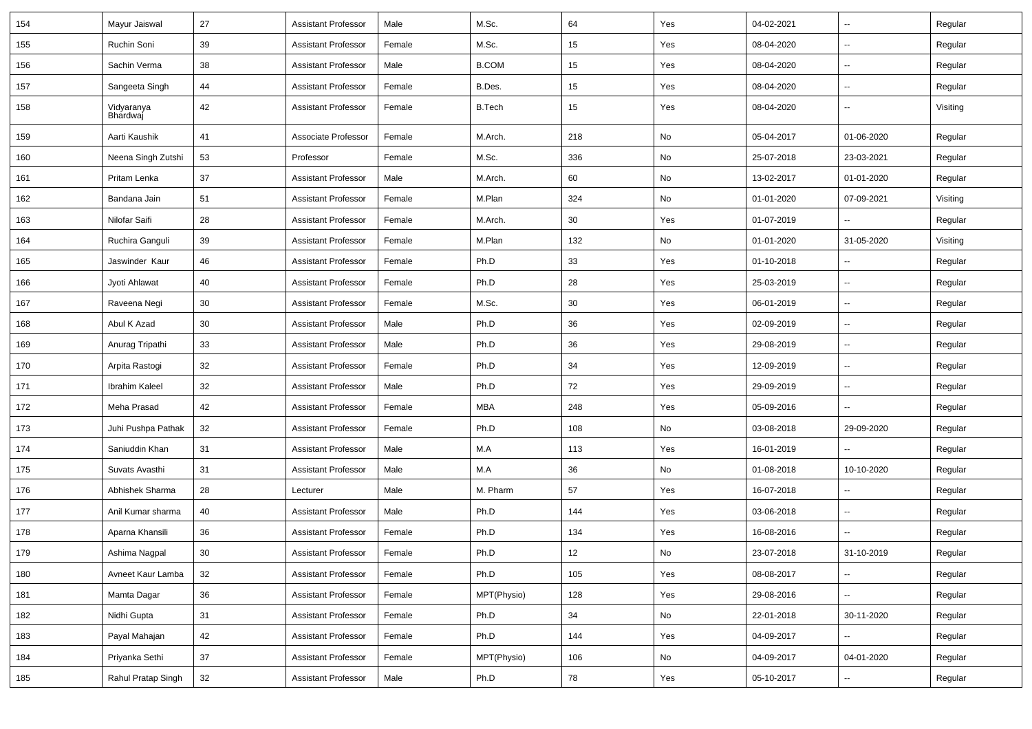| 154 | Mayur Jaiswal | 27 | Assistant Professor | Male | M.Sc. | 64 | Yes | 04-02-2021 | -- | Regular |
|---|---|---|---|---|---|---|---|---|---|---|
| 155 | Ruchin Soni | 39 | Assistant Professor | Female | M.Sc. | 15 | Yes | 08-04-2020 | -- | Regular |
| 156 | Sachin Verma | 38 | Assistant Professor | Male | B.COM | 15 | Yes | 08-04-2020 | -- | Regular |
| 157 | Sangeeta Singh | 44 | Assistant Professor | Female | B.Des. | 15 | Yes | 08-04-2020 | -- | Regular |
| 158 | Vidyaranya Bhardwaj | 42 | Assistant Professor | Female | B.Tech | 15 | Yes | 08-04-2020 | -- | Visiting |
| 159 | Aarti Kaushik | 41 | Associate Professor | Female | M.Arch. | 218 | No | 05-04-2017 | 01-06-2020 | Regular |
| 160 | Neena Singh Zutshi | 53 | Professor | Female | M.Sc. | 336 | No | 25-07-2018 | 23-03-2021 | Regular |
| 161 | Pritam Lenka | 37 | Assistant Professor | Male | M.Arch. | 60 | No | 13-02-2017 | 01-01-2020 | Regular |
| 162 | Bandana Jain | 51 | Assistant Professor | Female | M.Plan | 324 | No | 01-01-2020 | 07-09-2021 | Visiting |
| 163 | Nilofar Saifi | 28 | Assistant Professor | Female | M.Arch. | 30 | Yes | 01-07-2019 | -- | Regular |
| 164 | Ruchira Ganguli | 39 | Assistant Professor | Female | M.Plan | 132 | No | 01-01-2020 | 31-05-2020 | Visiting |
| 165 | Jaswinder Kaur | 46 | Assistant Professor | Female | Ph.D | 33 | Yes | 01-10-2018 | -- | Regular |
| 166 | Jyoti Ahlawat | 40 | Assistant Professor | Female | Ph.D | 28 | Yes | 25-03-2019 | -- | Regular |
| 167 | Raveena Negi | 30 | Assistant Professor | Female | M.Sc. | 30 | Yes | 06-01-2019 | -- | Regular |
| 168 | Abul K Azad | 30 | Assistant Professor | Male | Ph.D | 36 | Yes | 02-09-2019 | -- | Regular |
| 169 | Anurag Tripathi | 33 | Assistant Professor | Male | Ph.D | 36 | Yes | 29-08-2019 | -- | Regular |
| 170 | Arpita Rastogi | 32 | Assistant Professor | Female | Ph.D | 34 | Yes | 12-09-2019 | -- | Regular |
| 171 | Ibrahim Kaleel | 32 | Assistant Professor | Male | Ph.D | 72 | Yes | 29-09-2019 | -- | Regular |
| 172 | Meha Prasad | 42 | Assistant Professor | Female | MBA | 248 | Yes | 05-09-2016 | -- | Regular |
| 173 | Juhi Pushpa Pathak | 32 | Assistant Professor | Female | Ph.D | 108 | No | 03-08-2018 | 29-09-2020 | Regular |
| 174 | Saniuddin Khan | 31 | Assistant Professor | Male | M.A | 113 | Yes | 16-01-2019 | -- | Regular |
| 175 | Suvats Avasthi | 31 | Assistant Professor | Male | M.A | 36 | No | 01-08-2018 | 10-10-2020 | Regular |
| 176 | Abhishek Sharma | 28 | Lecturer | Male | M. Pharm | 57 | Yes | 16-07-2018 | -- | Regular |
| 177 | Anil Kumar sharma | 40 | Assistant Professor | Male | Ph.D | 144 | Yes | 03-06-2018 | -- | Regular |
| 178 | Aparna Khansili | 36 | Assistant Professor | Female | Ph.D | 134 | Yes | 16-08-2016 | -- | Regular |
| 179 | Ashima Nagpal | 30 | Assistant Professor | Female | Ph.D | 12 | No | 23-07-2018 | 31-10-2019 | Regular |
| 180 | Avneet Kaur Lamba | 32 | Assistant Professor | Female | Ph.D | 105 | Yes | 08-08-2017 | -- | Regular |
| 181 | Mamta Dagar | 36 | Assistant Professor | Female | MPT(Physio) | 128 | Yes | 29-08-2016 | -- | Regular |
| 182 | Nidhi Gupta | 31 | Assistant Professor | Female | Ph.D | 34 | No | 22-01-2018 | 30-11-2020 | Regular |
| 183 | Payal Mahajan | 42 | Assistant Professor | Female | Ph.D | 144 | Yes | 04-09-2017 | -- | Regular |
| 184 | Priyanka Sethi | 37 | Assistant Professor | Female | MPT(Physio) | 106 | No | 04-09-2017 | 04-01-2020 | Regular |
| 185 | Rahul Pratap Singh | 32 | Assistant Professor | Male | Ph.D | 78 | Yes | 05-10-2017 | -- | Regular |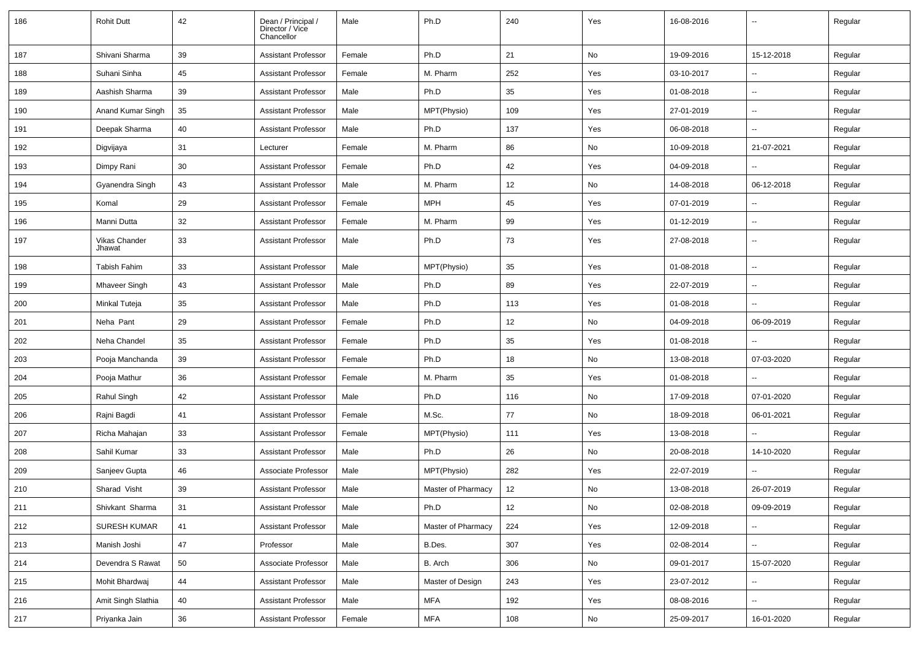| 186 | Rohit Dutt | 42 | Dean / Principal / Director / Vice Chancellor | Male | Ph.D | 240 | Yes | 16-08-2016 | -- | Regular |
|---|---|---|---|---|---|---|---|---|---|---|
| 187 | Shivani Sharma | 39 | Assistant Professor | Female | Ph.D | 21 | No | 19-09-2016 | 15-12-2018 | Regular |
| 188 | Suhani Sinha | 45 | Assistant Professor | Female | M. Pharm | 252 | Yes | 03-10-2017 | -- | Regular |
| 189 | Aashish Sharma | 39 | Assistant Professor | Male | Ph.D | 35 | Yes | 01-08-2018 | -- | Regular |
| 190 | Anand Kumar Singh | 35 | Assistant Professor | Male | MPT(Physio) | 109 | Yes | 27-01-2019 | -- | Regular |
| 191 | Deepak Sharma | 40 | Assistant Professor | Male | Ph.D | 137 | Yes | 06-08-2018 | -- | Regular |
| 192 | Digvijaya | 31 | Lecturer | Female | M. Pharm | 86 | No | 10-09-2018 | 21-07-2021 | Regular |
| 193 | Dimpy Rani | 30 | Assistant Professor | Female | Ph.D | 42 | Yes | 04-09-2018 | -- | Regular |
| 194 | Gyanendra Singh | 43 | Assistant Professor | Male | M. Pharm | 12 | No | 14-08-2018 | 06-12-2018 | Regular |
| 195 | Komal | 29 | Assistant Professor | Female | MPH | 45 | Yes | 07-01-2019 | -- | Regular |
| 196 | Manni Dutta | 32 | Assistant Professor | Female | M. Pharm | 99 | Yes | 01-12-2019 | -- | Regular |
| 197 | Vikas Chander Jhawat | 33 | Assistant Professor | Male | Ph.D | 73 | Yes | 27-08-2018 | -- | Regular |
| 198 | Tabish Fahim | 33 | Assistant Professor | Male | MPT(Physio) | 35 | Yes | 01-08-2018 | -- | Regular |
| 199 | Mhaveer Singh | 43 | Assistant Professor | Male | Ph.D | 89 | Yes | 22-07-2019 | -- | Regular |
| 200 | Minkal Tuteja | 35 | Assistant Professor | Male | Ph.D | 113 | Yes | 01-08-2018 | -- | Regular |
| 201 | Neha Pant | 29 | Assistant Professor | Female | Ph.D | 12 | No | 04-09-2018 | 06-09-2019 | Regular |
| 202 | Neha Chandel | 35 | Assistant Professor | Female | Ph.D | 35 | Yes | 01-08-2018 | -- | Regular |
| 203 | Pooja Manchanda | 39 | Assistant Professor | Female | Ph.D | 18 | No | 13-08-2018 | 07-03-2020 | Regular |
| 204 | Pooja Mathur | 36 | Assistant Professor | Female | M. Pharm | 35 | Yes | 01-08-2018 | -- | Regular |
| 205 | Rahul Singh | 42 | Assistant Professor | Male | Ph.D | 116 | No | 17-09-2018 | 07-01-2020 | Regular |
| 206 | Rajni Bagdi | 41 | Assistant Professor | Female | M.Sc. | 77 | No | 18-09-2018 | 06-01-2021 | Regular |
| 207 | Richa Mahajan | 33 | Assistant Professor | Female | MPT(Physio) | 111 | Yes | 13-08-2018 | -- | Regular |
| 208 | Sahil Kumar | 33 | Assistant Professor | Male | Ph.D | 26 | No | 20-08-2018 | 14-10-2020 | Regular |
| 209 | Sanjeev Gupta | 46 | Associate Professor | Male | MPT(Physio) | 282 | Yes | 22-07-2019 | -- | Regular |
| 210 | Sharad Visht | 39 | Assistant Professor | Male | Master of Pharmacy | 12 | No | 13-08-2018 | 26-07-2019 | Regular |
| 211 | Shivkant Sharma | 31 | Assistant Professor | Male | Ph.D | 12 | No | 02-08-2018 | 09-09-2019 | Regular |
| 212 | SURESH KUMAR | 41 | Assistant Professor | Male | Master of Pharmacy | 224 | Yes | 12-09-2018 | -- | Regular |
| 213 | Manish Joshi | 47 | Professor | Male | B.Des. | 307 | Yes | 02-08-2014 | -- | Regular |
| 214 | Devendra S Rawat | 50 | Associate Professor | Male | B. Arch | 306 | No | 09-01-2017 | 15-07-2020 | Regular |
| 215 | Mohit Bhardwaj | 44 | Assistant Professor | Male | Master of Design | 243 | Yes | 23-07-2012 | -- | Regular |
| 216 | Amit Singh Slathia | 40 | Assistant Professor | Male | MFA | 192 | Yes | 08-08-2016 | -- | Regular |
| 217 | Priyanka Jain | 36 | Assistant Professor | Female | MFA | 108 | No | 25-09-2017 | 16-01-2020 | Regular |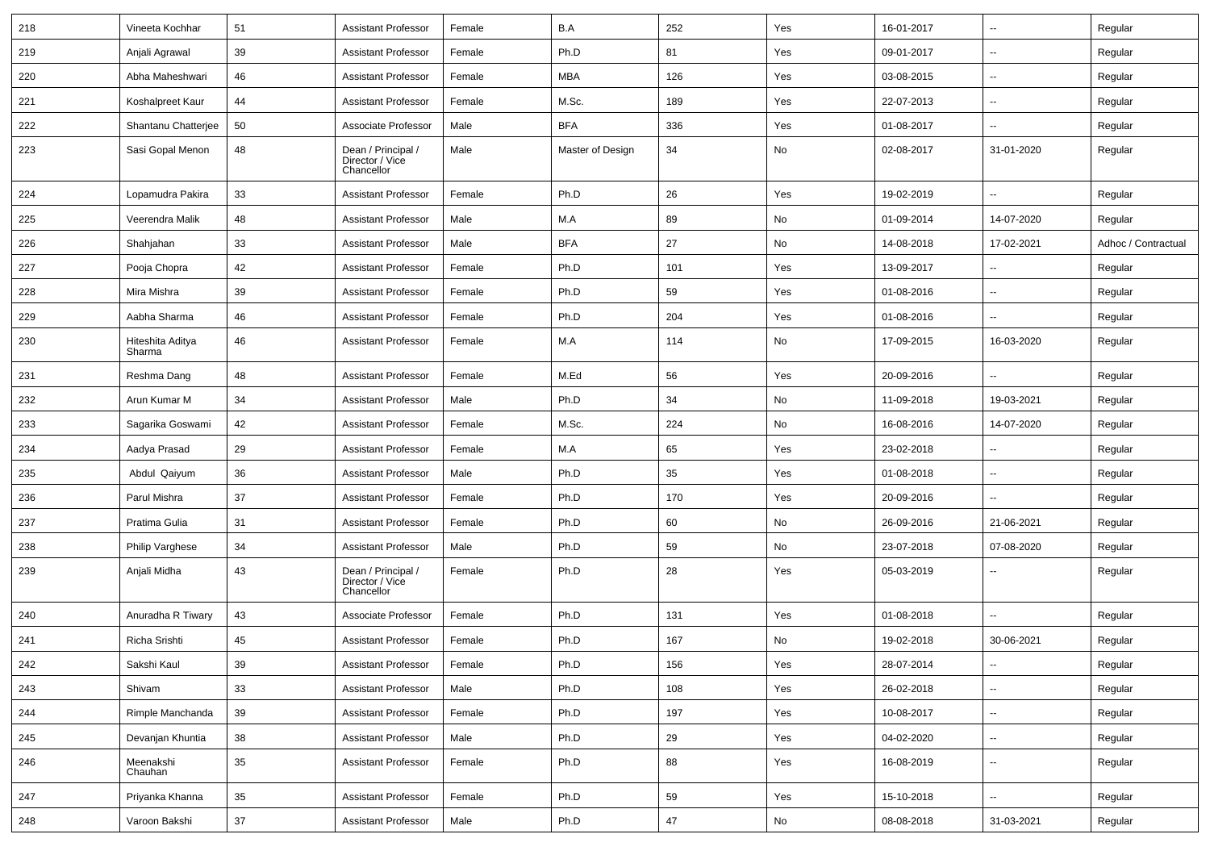| 218 | Vineeta Kochhar | 51 | Assistant Professor | Female | B.A | 252 | Yes | 16-01-2017 | -- | Regular |
|---|---|---|---|---|---|---|---|---|---|---|
| 219 | Anjali Agrawal | 39 | Assistant Professor | Female | Ph.D | 81 | Yes | 09-01-2017 | -- | Regular |
| 220 | Abha Maheshwari | 46 | Assistant Professor | Female | MBA | 126 | Yes | 03-08-2015 | -- | Regular |
| 221 | Koshalpreet Kaur | 44 | Assistant Professor | Female | M.Sc. | 189 | Yes | 22-07-2013 | -- | Regular |
| 222 | Shantanu Chatterjee | 50 | Associate Professor | Male | BFA | 336 | Yes | 01-08-2017 | -- | Regular |
| 223 | Sasi Gopal Menon | 48 | Dean / Principal / Director / Vice Chancellor | Male | Master of Design | 34 | No | 02-08-2017 | 31-01-2020 | Regular |
| 224 | Lopamudra Pakira | 33 | Assistant Professor | Female | Ph.D | 26 | Yes | 19-02-2019 | -- | Regular |
| 225 | Veerendra Malik | 48 | Assistant Professor | Male | M.A | 89 | No | 01-09-2014 | 14-07-2020 | Regular |
| 226 | Shahjahan | 33 | Assistant Professor | Male | BFA | 27 | No | 14-08-2018 | 17-02-2021 | Adhoc / Contractual |
| 227 | Pooja Chopra | 42 | Assistant Professor | Female | Ph.D | 101 | Yes | 13-09-2017 | -- | Regular |
| 228 | Mira Mishra | 39 | Assistant Professor | Female | Ph.D | 59 | Yes | 01-08-2016 | -- | Regular |
| 229 | Aabha Sharma | 46 | Assistant Professor | Female | Ph.D | 204 | Yes | 01-08-2016 | -- | Regular |
| 230 | Hiteshita Aditya Sharma | 46 | Assistant Professor | Female | M.A | 114 | No | 17-09-2015 | 16-03-2020 | Regular |
| 231 | Reshma Dang | 48 | Assistant Professor | Female | M.Ed | 56 | Yes | 20-09-2016 | -- | Regular |
| 232 | Arun Kumar M | 34 | Assistant Professor | Male | Ph.D | 34 | No | 11-09-2018 | 19-03-2021 | Regular |
| 233 | Sagarika Goswami | 42 | Assistant Professor | Female | M.Sc. | 224 | No | 16-08-2016 | 14-07-2020 | Regular |
| 234 | Aadya Prasad | 29 | Assistant Professor | Female | M.A | 65 | Yes | 23-02-2018 | -- | Regular |
| 235 | Abdul Qaiyum | 36 | Assistant Professor | Male | Ph.D | 35 | Yes | 01-08-2018 | -- | Regular |
| 236 | Parul Mishra | 37 | Assistant Professor | Female | Ph.D | 170 | Yes | 20-09-2016 | -- | Regular |
| 237 | Pratima Gulia | 31 | Assistant Professor | Female | Ph.D | 60 | No | 26-09-2016 | 21-06-2021 | Regular |
| 238 | Philip Varghese | 34 | Assistant Professor | Male | Ph.D | 59 | No | 23-07-2018 | 07-08-2020 | Regular |
| 239 | Anjali Midha | 43 | Dean / Principal / Director / Vice Chancellor | Female | Ph.D | 28 | Yes | 05-03-2019 | -- | Regular |
| 240 | Anuradha R Tiwary | 43 | Associate Professor | Female | Ph.D | 131 | Yes | 01-08-2018 | -- | Regular |
| 241 | Richa Srishti | 45 | Assistant Professor | Female | Ph.D | 167 | No | 19-02-2018 | 30-06-2021 | Regular |
| 242 | Sakshi Kaul | 39 | Assistant Professor | Female | Ph.D | 156 | Yes | 28-07-2014 | -- | Regular |
| 243 | Shivam | 33 | Assistant Professor | Male | Ph.D | 108 | Yes | 26-02-2018 | -- | Regular |
| 244 | Rimple Manchanda | 39 | Assistant Professor | Female | Ph.D | 197 | Yes | 10-08-2017 | -- | Regular |
| 245 | Devanjan Khuntia | 38 | Assistant Professor | Male | Ph.D | 29 | Yes | 04-02-2020 | -- | Regular |
| 246 | Meenakshi Chauhan | 35 | Assistant Professor | Female | Ph.D | 88 | Yes | 16-08-2019 | -- | Regular |
| 247 | Priyanka Khanna | 35 | Assistant Professor | Female | Ph.D | 59 | Yes | 15-10-2018 | -- | Regular |
| 248 | Varoon Bakshi | 37 | Assistant Professor | Male | Ph.D | 47 | No | 08-08-2018 | 31-03-2021 | Regular |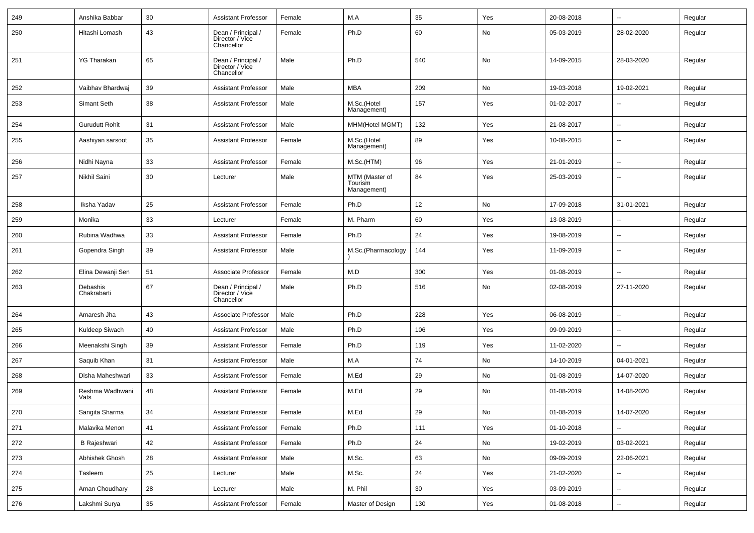| 249 | Anshika Babbar | 30 | Assistant Professor | Female | M.A | 35 | Yes | 20-08-2018 | -- | Regular |
|---|---|---|---|---|---|---|---|---|---|---|
| 250 | Hitashi Lomash | 43 | Dean / Principal / Director / Vice Chancellor | Female | Ph.D | 60 | No | 05-03-2019 | 28-02-2020 | Regular |
| 251 | YG Tharakan | 65 | Dean / Principal / Director / Vice Chancellor | Male | Ph.D | 540 | No | 14-09-2015 | 28-03-2020 | Regular |
| 252 | Vaibhav Bhardwaj | 39 | Assistant Professor | Male | MBA | 209 | No | 19-03-2018 | 19-02-2021 | Regular |
| 253 | Simant Seth | 38 | Assistant Professor | Male | M.Sc.(Hotel Management) | 157 | Yes | 01-02-2017 | -- | Regular |
| 254 | Gurudutt Rohit | 31 | Assistant Professor | Male | MHM(Hotel MGMT) | 132 | Yes | 21-08-2017 | -- | Regular |
| 255 | Aashiyan sarsoot | 35 | Assistant Professor | Female | M.Sc.(Hotel Management) | 89 | Yes | 10-08-2015 | -- | Regular |
| 256 | Nidhi Nayna | 33 | Assistant Professor | Female | M.Sc.(HTM) | 96 | Yes | 21-01-2019 | -- | Regular |
| 257 | Nikhil Saini | 30 | Lecturer | Male | MTM (Master of Tourism Management) | 84 | Yes | 25-03-2019 | -- | Regular |
| 258 | Iksha Yadav | 25 | Assistant Professor | Female | Ph.D | 12 | No | 17-09-2018 | 31-01-2021 | Regular |
| 259 | Monika | 33 | Lecturer | Female | M. Pharm | 60 | Yes | 13-08-2019 | -- | Regular |
| 260 | Rubina Wadhwa | 33 | Assistant Professor | Female | Ph.D | 24 | Yes | 19-08-2019 | -- | Regular |
| 261 | Gopendra Singh | 39 | Assistant Professor | Male | M.Sc.(Pharmacology) | 144 | Yes | 11-09-2019 | -- | Regular |
| 262 | Elina Dewanji Sen | 51 | Associate Professor | Female | M.D | 300 | Yes | 01-08-2019 | -- | Regular |
| 263 | Debashis Chakrabarti | 67 | Dean / Principal / Director / Vice Chancellor | Male | Ph.D | 516 | No | 02-08-2019 | 27-11-2020 | Regular |
| 264 | Amaresh Jha | 43 | Associate Professor | Male | Ph.D | 228 | Yes | 06-08-2019 | -- | Regular |
| 265 | Kuldeep Siwach | 40 | Assistant Professor | Male | Ph.D | 106 | Yes | 09-09-2019 | -- | Regular |
| 266 | Meenakshi Singh | 39 | Assistant Professor | Female | Ph.D | 119 | Yes | 11-02-2020 | -- | Regular |
| 267 | Saquib Khan | 31 | Assistant Professor | Male | M.A | 74 | No | 14-10-2019 | 04-01-2021 | Regular |
| 268 | Disha Maheshwari | 33 | Assistant Professor | Female | M.Ed | 29 | No | 01-08-2019 | 14-07-2020 | Regular |
| 269 | Reshma Wadhwani Vats | 48 | Assistant Professor | Female | M.Ed | 29 | No | 01-08-2019 | 14-08-2020 | Regular |
| 270 | Sangita Sharma | 34 | Assistant Professor | Female | M.Ed | 29 | No | 01-08-2019 | 14-07-2020 | Regular |
| 271 | Malavika Menon | 41 | Assistant Professor | Female | Ph.D | 111 | Yes | 01-10-2018 | -- | Regular |
| 272 | B Rajeshwari | 42 | Assistant Professor | Female | Ph.D | 24 | No | 19-02-2019 | 03-02-2021 | Regular |
| 273 | Abhishek Ghosh | 28 | Assistant Professor | Male | M.Sc. | 63 | No | 09-09-2019 | 22-06-2021 | Regular |
| 274 | Tasleem | 25 | Lecturer | Male | M.Sc. | 24 | Yes | 21-02-2020 | -- | Regular |
| 275 | Aman Choudhary | 28 | Lecturer | Male | M. Phil | 30 | Yes | 03-09-2019 | -- | Regular |
| 276 | Lakshmi Surya | 35 | Assistant Professor | Female | Master of Design | 130 | Yes | 01-08-2018 | -- | Regular |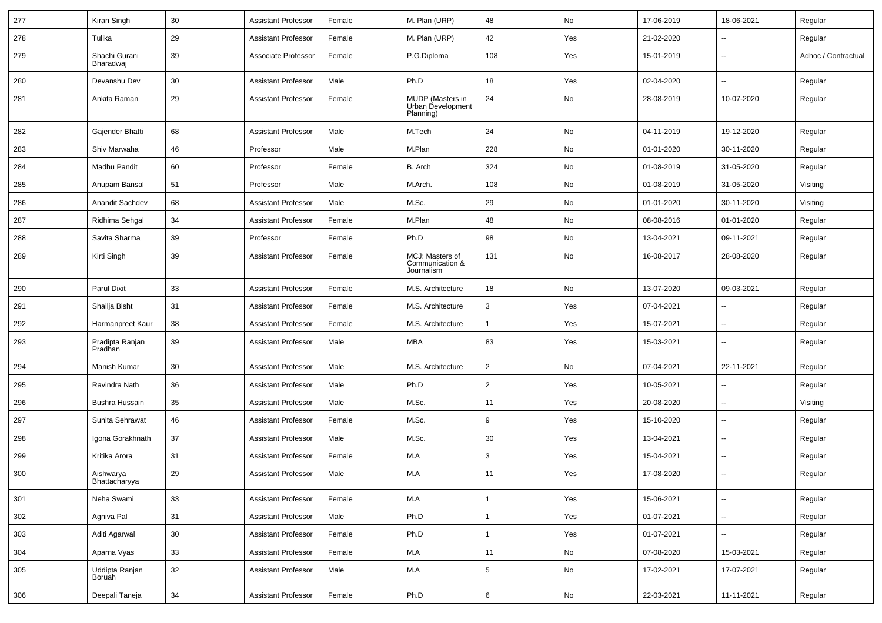| 277 | Kiran Singh | 30 | Assistant Professor | Female | M. Plan (URP) | 48 | No | 17-06-2019 | 18-06-2021 | Regular |
|---|---|---|---|---|---|---|---|---|---|---|
| 278 | Tulika | 29 | Assistant Professor | Female | M. Plan (URP) | 42 | Yes | 21-02-2020 | -- | Regular |
| 279 | Shachi Gurani Bharadwaj | 39 | Associate Professor | Female | P.G.Diploma | 108 | Yes | 15-01-2019 | -- | Adhoc / Contractual |
| 280 | Devanshu Dev | 30 | Assistant Professor | Male | Ph.D | 18 | Yes | 02-04-2020 | -- | Regular |
| 281 | Ankita Raman | 29 | Assistant Professor | Female | MUDP (Masters in Urban Development Planning) | 24 | No | 28-08-2019 | 10-07-2020 | Regular |
| 282 | Gajender Bhatti | 68 | Assistant Professor | Male | M.Tech | 24 | No | 04-11-2019 | 19-12-2020 | Regular |
| 283 | Shiv Marwaha | 46 | Professor | Male | M.Plan | 228 | No | 01-01-2020 | 30-11-2020 | Regular |
| 284 | Madhu Pandit | 60 | Professor | Female | B. Arch | 324 | No | 01-08-2019 | 31-05-2020 | Regular |
| 285 | Anupam Bansal | 51 | Professor | Male | M.Arch. | 108 | No | 01-08-2019 | 31-05-2020 | Visiting |
| 286 | Anandit Sachdev | 68 | Assistant Professor | Male | M.Sc. | 29 | No | 01-01-2020 | 30-11-2020 | Visiting |
| 287 | Ridhima Sehgal | 34 | Assistant Professor | Female | M.Plan | 48 | No | 08-08-2016 | 01-01-2020 | Regular |
| 288 | Savita Sharma | 39 | Professor | Female | Ph.D | 98 | No | 13-04-2021 | 09-11-2021 | Regular |
| 289 | Kirti Singh | 39 | Assistant Professor | Female | MCJ: Masters of Communication & Journalism | 131 | No | 16-08-2017 | 28-08-2020 | Regular |
| 290 | Parul Dixit | 33 | Assistant Professor | Female | M.S. Architecture | 18 | No | 13-07-2020 | 09-03-2021 | Regular |
| 291 | Shailja Bisht | 31 | Assistant Professor | Female | M.S. Architecture | 3 | Yes | 07-04-2021 | -- | Regular |
| 292 | Harmanpreet Kaur | 38 | Assistant Professor | Female | M.S. Architecture | 1 | Yes | 15-07-2021 | -- | Regular |
| 293 | Pradipta Ranjan Pradhan | 39 | Assistant Professor | Male | MBA | 83 | Yes | 15-03-2021 | -- | Regular |
| 294 | Manish Kumar | 30 | Assistant Professor | Male | M.S. Architecture | 2 | No | 07-04-2021 | 22-11-2021 | Regular |
| 295 | Ravindra Nath | 36 | Assistant Professor | Male | Ph.D | 2 | Yes | 10-05-2021 | -- | Regular |
| 296 | Bushra Hussain | 35 | Assistant Professor | Male | M.Sc. | 11 | Yes | 20-08-2020 | -- | Visiting |
| 297 | Sunita Sehrawat | 46 | Assistant Professor | Female | M.Sc. | 9 | Yes | 15-10-2020 | -- | Regular |
| 298 | Igona Gorakhnath | 37 | Assistant Professor | Male | M.Sc. | 30 | Yes | 13-04-2021 | -- | Regular |
| 299 | Kritika Arora | 31 | Assistant Professor | Female | M.A | 3 | Yes | 15-04-2021 | -- | Regular |
| 300 | Aishwarya Bhattacharyya | 29 | Assistant Professor | Male | M.A | 11 | Yes | 17-08-2020 | -- | Regular |
| 301 | Neha Swami | 33 | Assistant Professor | Female | M.A | 1 | Yes | 15-06-2021 | -- | Regular |
| 302 | Agniva Pal | 31 | Assistant Professor | Male | Ph.D | 1 | Yes | 01-07-2021 | -- | Regular |
| 303 | Aditi Agarwal | 30 | Assistant Professor | Female | Ph.D | 1 | Yes | 01-07-2021 | -- | Regular |
| 304 | Aparna Vyas | 33 | Assistant Professor | Female | M.A | 11 | No | 07-08-2020 | 15-03-2021 | Regular |
| 305 | Uddipta Ranjan Boruah | 32 | Assistant Professor | Male | M.A | 5 | No | 17-02-2021 | 17-07-2021 | Regular |
| 306 | Deepali Taneja | 34 | Assistant Professor | Female | Ph.D | 6 | No | 22-03-2021 | 11-11-2021 | Regular |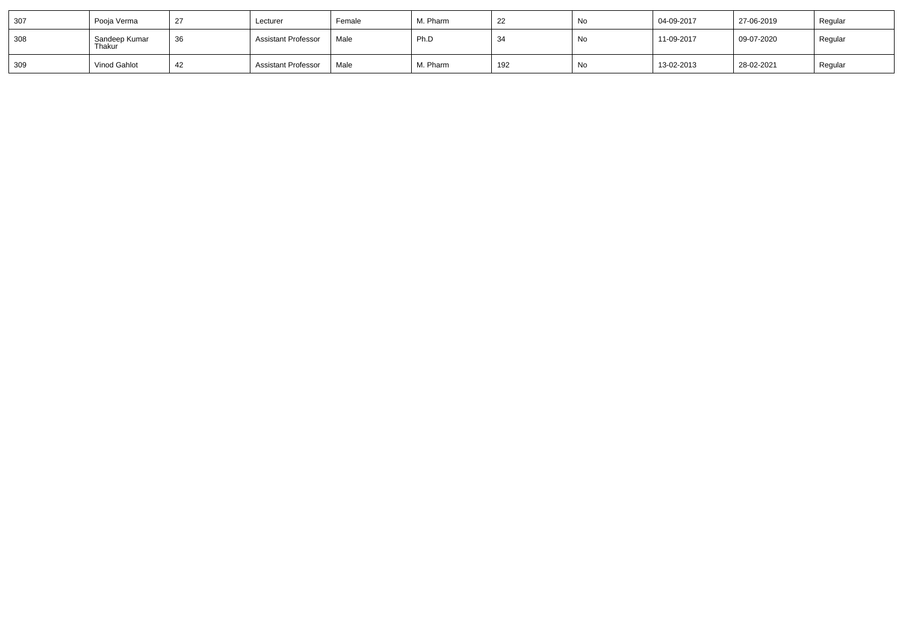| | | | | | | | | | | |
|---|---|---|---|---|---|---|---|---|---|---|
| 307 | Pooja Verma | 27 | Lecturer | Female | M. Pharm | 22 | No | 04-09-2017 | 27-06-2019 | Regular |
| 308 | Sandeep Kumar Thakur | 36 | Assistant Professor | Male | Ph.D | 34 | No | 11-09-2017 | 09-07-2020 | Regular |
| 309 | Vinod Gahlot | 42 | Assistant Professor | Male | M. Pharm | 192 | No | 13-02-2013 | 28-02-2021 | Regular |